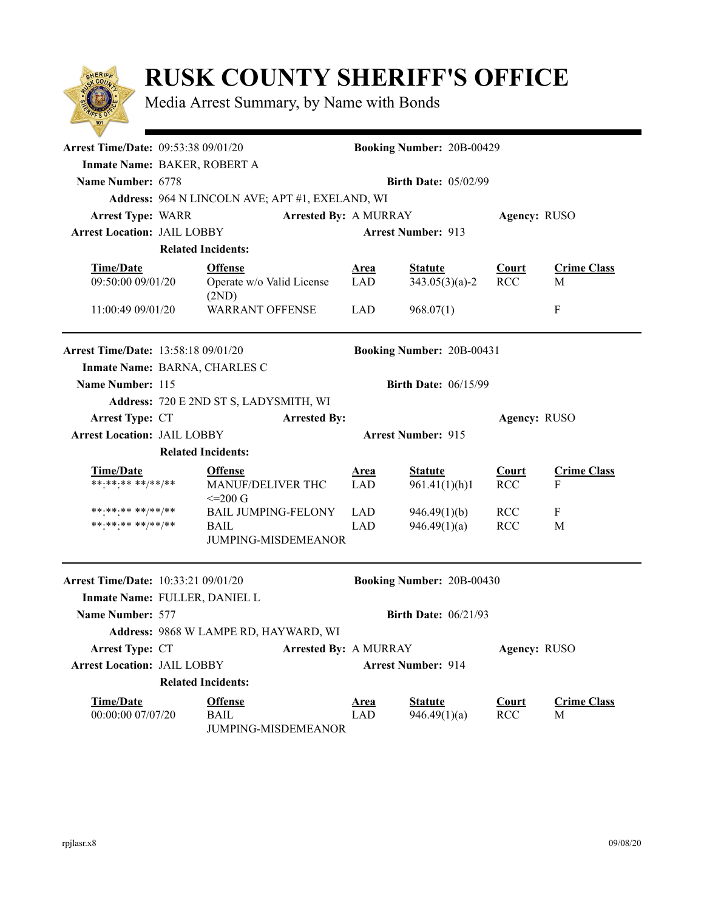# RUSK COUNTY SHERIFF'S OFFICE

Media Arrest Summary, by Name with Bonds

---

**Arrest Time/Date:** 09:53:38 09/01/20 **Booking Number:** 20B-00429

**Inmate Name:** BAKER, ROBERT A

**Name Number:** 6778 **Birth Date:** 05/02/99

**Address:** 964 N LINCOLN AVE; APT #1, EXELAND, WI

**Arrest Type:** WARR **Arrested By:** A MURRAY **Agency:** RUSO

**Arrest Location:** JAIL LOBBY **Arrest Number:** 913

**Related Incidents:**

| Time/Date | Offense | Area | Statute | Court | Crime Class |
|---|---|---|---|---|---|
| 09:50:00 09/01/20 | Operate w/o Valid License (2ND) | LAD | 343.05(3)(a)-2 | RCC | M |
| 11:00:49 09/01/20 | WARRANT OFFENSE | LAD | 968.07(1) | | F |

---

**Arrest Time/Date:** 13:58:18 09/01/20 **Booking Number:** 20B-00431

**Inmate Name:** BARNA, CHARLES C

**Name Number:** 115 **Birth Date:** 06/15/99

**Address:** 720 E 2ND ST S, LADYSMITH, WI

**Arrest Type:** CT **Arrested By:** **Agency:** RUSO

**Arrest Location:** JAIL LOBBY **Arrest Number:** 915

**Related Incidents:**

| Time/Date | Offense | Area | Statute | Court | Crime Class |
|---|---|---|---|---|---|
| **:**:** **/**/** | MANUF/DELIVER THC <=200 G | LAD | 961.41(1)(h)1 | RCC | F |
| **:**:** **/**/** | BAIL JUMPING-FELONY | LAD | 946.49(1)(b) | RCC | F |
| **:**:** **/**/** | BAIL JUMPING-MISDEMEANOR | LAD | 946.49(1)(a) | RCC | M |

---

**Arrest Time/Date:** 10:33:21 09/01/20 **Booking Number:** 20B-00430

**Inmate Name:** FULLER, DANIEL L

**Name Number:** 577 **Birth Date:** 06/21/93

**Address:** 9868 W LAMPE RD, HAYWARD, WI

**Arrest Type:** CT **Arrested By:** A MURRAY **Agency:** RUSO

**Arrest Location:** JAIL LOBBY **Arrest Number:** 914

**Related Incidents:**

| Time/Date | Offense | Area | Statute | Court | Crime Class |
|---|---|---|---|---|---|
| 00:00:00 07/07/20 | BAIL JUMPING-MISDEMEANOR | LAD | 946.49(1)(a) | RCC | M |

rpjlasr.x8 09/08/20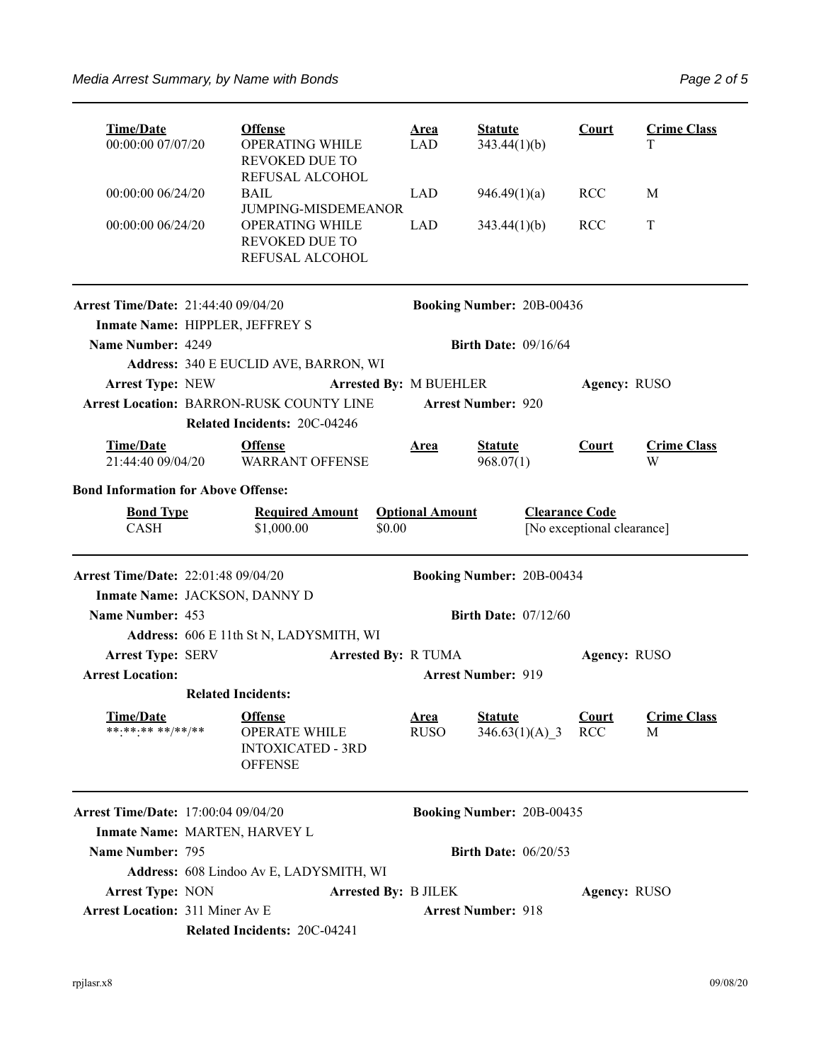| Time/Date | Offense | Area | Statute | Court | Crime Class |
|---|---|---|---|---|---|
| 00:00:00 07/07/20 | OPERATING WHILE REVOKED DUE TO REFUSAL ALCOHOL | LAD | 343.44(1)(b) | | T |
| 00:00:00 06/24/20 | BAIL JUMPING-MISDEMEANOR | LAD | 946.49(1)(a) | RCC | M |
| 00:00:00 06/24/20 | OPERATING WHILE REVOKED DUE TO REFUSAL ALCOHOL | LAD | 343.44(1)(b) | RCC | T |

---

**Arrest Time/Date:** 21:44:40 09/04/20 **Booking Number:** 20B-00436

**Inmate Name:** HIPPLER, JEFFREY S

**Name Number:** 4249 **Birth Date:** 09/16/64

**Address:** 340 E EUCLID AVE, BARRON, WI

**Arrest Type:** NEW **Arrested By:** M BUEHLER **Agency:** RUSO

**Arrest Location:** BARRON-RUSK COUNTY LINE **Arrest Number:** 920

**Related Incidents:** 20C-04246

| Time/Date | Offense | Area | Statute | Court | Crime Class |
|---|---|---|---|---|---|
| 21:44:40 09/04/20 | WARRANT OFFENSE | | 968.07(1) | | W |

**Bond Information for Above Offense:**

| Bond Type | Required Amount | Optional Amount | Clearance Code |
|---|---|---|---|
| CASH | $1,000.00 | $0.00 | [No exceptional clearance] |

---

**Arrest Time/Date:** 22:01:48 09/04/20 **Booking Number:** 20B-00434

**Inmate Name:** JACKSON, DANNY D

**Name Number:** 453 **Birth Date:** 07/12/60

**Address:** 606 E 11th St N, LADYSMITH, WI

**Arrest Type:** SERV **Arrested By:** R TUMA **Agency:** RUSO

**Arrest Location:** **Arrest Number:** 919

**Related Incidents:**

| Time/Date | Offense | Area | Statute | Court | Crime Class |
|---|---|---|---|---|---|
| **:**:** **/**/** | OPERATE WHILE INTOXICATED - 3RD OFFENSE | RUSO | 346.63(1)(A)_3 | RCC | M |

---

**Arrest Time/Date:** 17:00:04 09/04/20 **Booking Number:** 20B-00435

**Inmate Name:** MARTEN, HARVEY L

**Name Number:** 795 **Birth Date:** 06/20/53

**Address:** 608 Lindoo Av E, LADYSMITH, WI

**Arrest Type:** NON **Arrested By:** B JILEK **Agency:** RUSO

**Arrest Location:** 311 Miner Av E **Arrest Number:** 918

**Related Incidents:** 20C-04241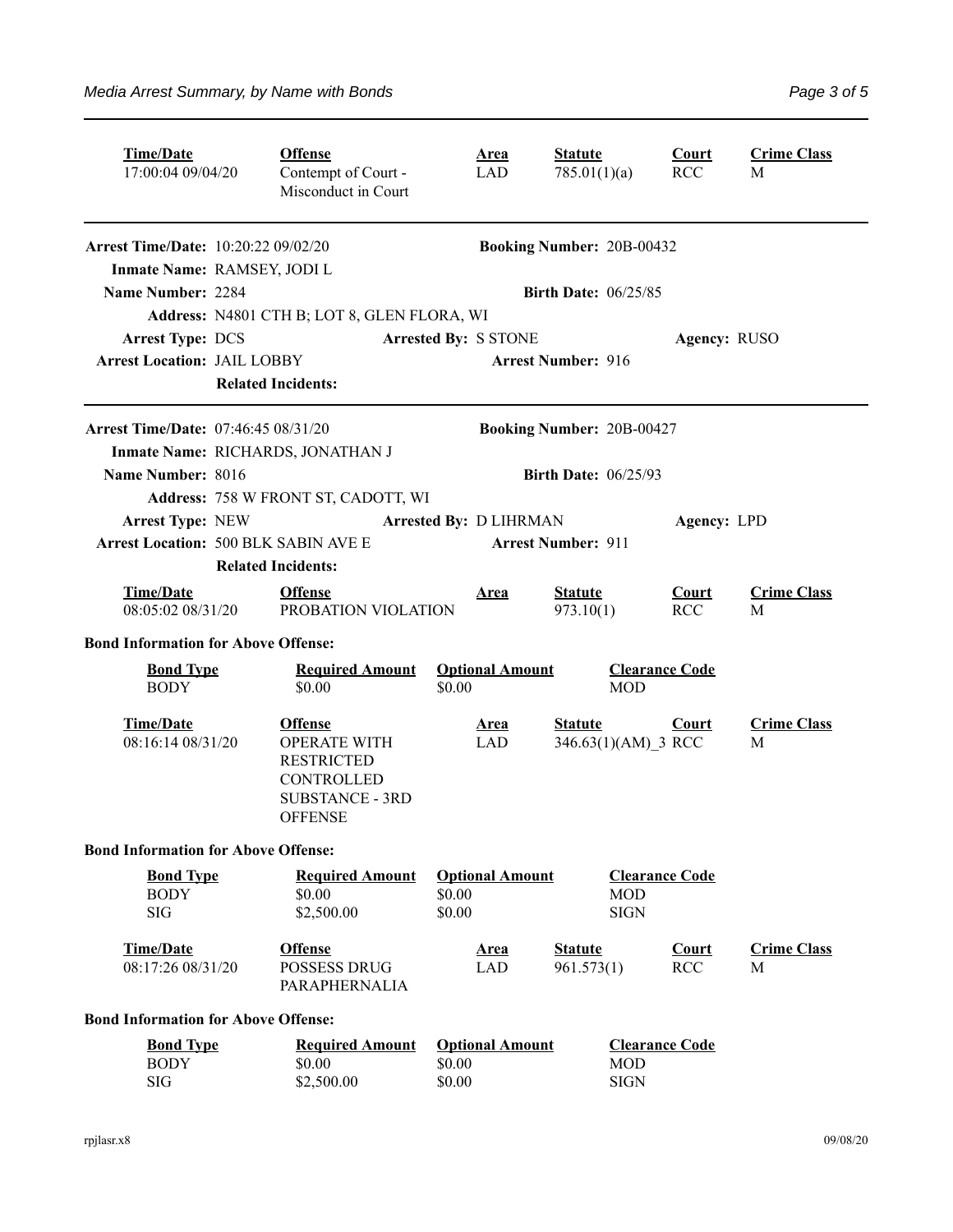| Time/Date | Offense | Area | Statute | Court | Crime Class |
|---|---|---|---|---|---|
| 17:00:04 09/04/20 | Contempt of Court - Misconduct in Court | LAD | 785.01(1)(a) | RCC | M |

---

**Arrest Time/Date:** 10:20:22 09/02/20 **Booking Number:** 20B-00432

**Inmate Name:** RAMSEY, JODI L

**Name Number:** 2284 **Birth Date:** 06/25/85

**Address:** N4801 CTH B; LOT 8, GLEN FLORA, WI

**Arrest Type:** DCS **Arrested By:** S STONE **Agency:** RUSO

**Arrest Location:** JAIL LOBBY **Arrest Number:** 916

**Related Incidents:**

---

**Arrest Time/Date:** 07:46:45 08/31/20 **Booking Number:** 20B-00427

**Inmate Name:** RICHARDS, JONATHAN J

**Name Number:** 8016 **Birth Date:** 06/25/93

**Address:** 758 W FRONT ST, CADOTT, WI

**Arrest Type:** NEW **Arrested By:** D LIHRMAN **Agency:** LPD

**Arrest Location:** 500 BLK SABIN AVE E **Arrest Number:** 911

**Related Incidents:**

| Time/Date | Offense | Area | Statute | Court | Crime Class |
|---|---|---|---|---|---|
| 08:05:02 08/31/20 | PROBATION VIOLATION | | 973.10(1) | RCC | M |

**Bond Information for Above Offense:**

| Bond Type | Required Amount | Optional Amount | Clearance Code |
|---|---|---|---|
| BODY | $0.00 | $0.00 | MOD |

| Time/Date | Offense | Area | Statute | Court | Crime Class |
|---|---|---|---|---|---|
| 08:16:14 08/31/20 | OPERATE WITH RESTRICTED CONTROLLED SUBSTANCE - 3RD OFFENSE | LAD | 346.63(1)(AM)_3 | RCC | M |

**Bond Information for Above Offense:**

| Bond Type | Required Amount | Optional Amount | Clearance Code |
|---|---|---|---|
| BODY | $0.00 | $0.00 | MOD |
| SIG | $2,500.00 | $0.00 | SIGN |

| Time/Date | Offense | Area | Statute | Court | Crime Class |
|---|---|---|---|---|---|
| 08:17:26 08/31/20 | POSSESS DRUG PARAPHERNALIA | LAD | 961.573(1) | RCC | M |

**Bond Information for Above Offense:**

| Bond Type | Required Amount | Optional Amount | Clearance Code |
|---|---|---|---|
| BODY | $0.00 | $0.00 | MOD |
| SIG | $2,500.00 | $0.00 | SIGN |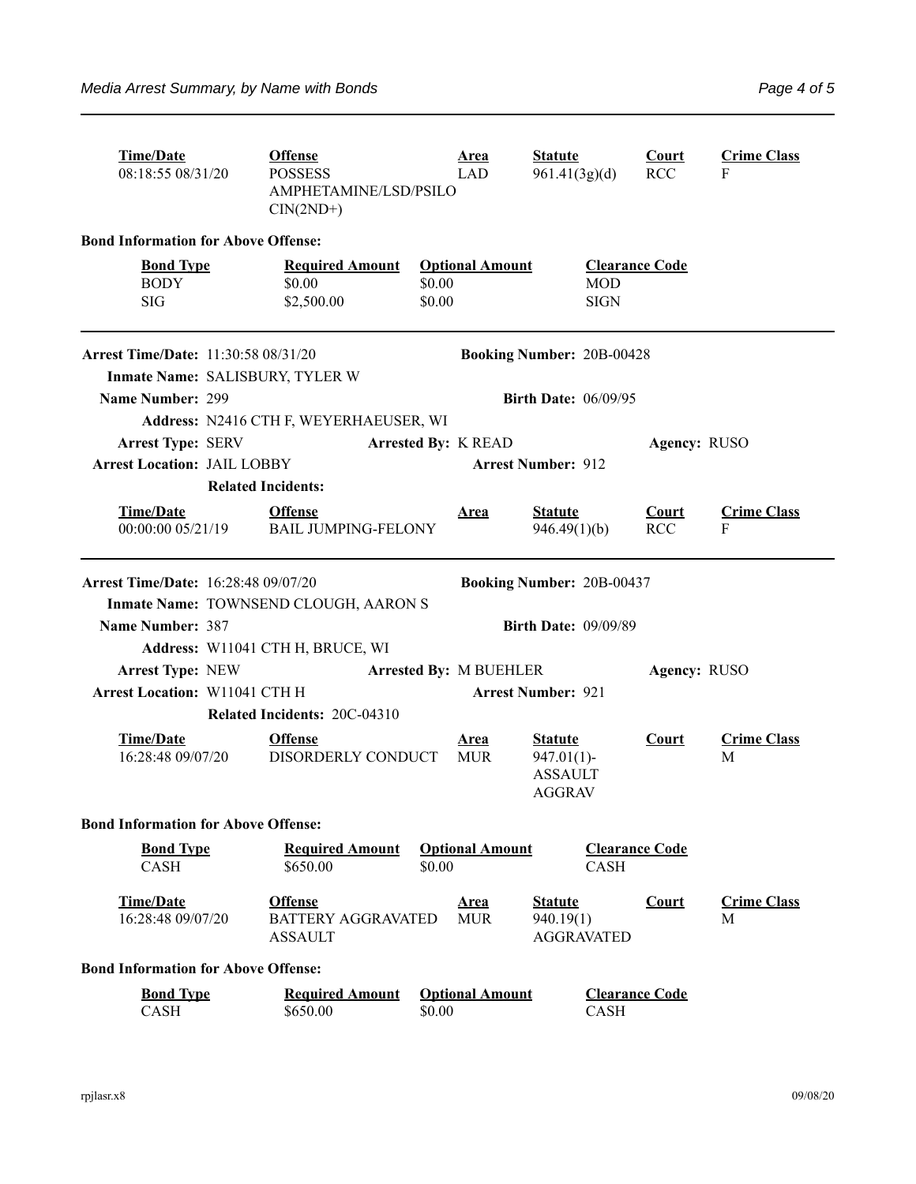| Time/Date | Offense | Area | Statute | Court | Crime Class |
|---|---|---|---|---|---|
| 08:18:55 08/31/20 | POSSESS AMPHETAMINE/LSD/PSILOCIN(2ND+) | LAD | 961.41(3g)(d) | RCC | F |

**Bond Information for Above Offense:**

| Bond Type | Required Amount | Optional Amount | Clearance Code |
|---|---|---|---|
| BODY | $0.00 | $0.00 | MOD |
| SIG | $2,500.00 | $0.00 | SIGN |

---

**Arrest Time/Date:** 11:30:58 08/31/20 **Booking Number:** 20B-00428

**Inmate Name:** SALISBURY, TYLER W

**Name Number:** 299 **Birth Date:** 06/09/95

**Address:** N2416 CTH F, WEYERHAEUSER, WI

**Arrest Type:** SERV **Arrested By:** K READ **Agency:** RUSO

**Arrest Location:** JAIL LOBBY **Arrest Number:** 912

**Related Incidents:**

| Time/Date | Offense | Area | Statute | Court | Crime Class |
|---|---|---|---|---|---|
| 00:00:00 05/21/19 | BAIL JUMPING-FELONY | | 946.49(1)(b) | RCC | F |

---

**Arrest Time/Date:** 16:28:48 09/07/20 **Booking Number:** 20B-00437

**Inmate Name:** TOWNSEND CLOUGH, AARON S

**Name Number:** 387 **Birth Date:** 09/09/89

**Address:** W11041 CTH H, BRUCE, WI

**Arrest Type:** NEW **Arrested By:** M BUEHLER **Agency:** RUSO

**Arrest Location:** W11041 CTH H **Arrest Number:** 921

**Related Incidents:** 20C-04310

| Time/Date | Offense | Area | Statute | Court | Crime Class |
|---|---|---|---|---|---|
| 16:28:48 09/07/20 | DISORDERLY CONDUCT | MUR | 947.01(1)-ASSAULT AGGRAV | | M |

**Bond Information for Above Offense:**

| Bond Type | Required Amount | Optional Amount | Clearance Code |
|---|---|---|---|
| CASH | $650.00 | $0.00 | CASH |

| Time/Date | Offense | Area | Statute | Court | Crime Class |
|---|---|---|---|---|---|
| 16:28:48 09/07/20 | BATTERY AGGRAVATED ASSAULT | MUR | 940.19(1) AGGRAVATED | | M |

**Bond Information for Above Offense:**

| Bond Type | Required Amount | Optional Amount | Clearance Code |
|---|---|---|---|
| CASH | $650.00 | $0.00 | CASH |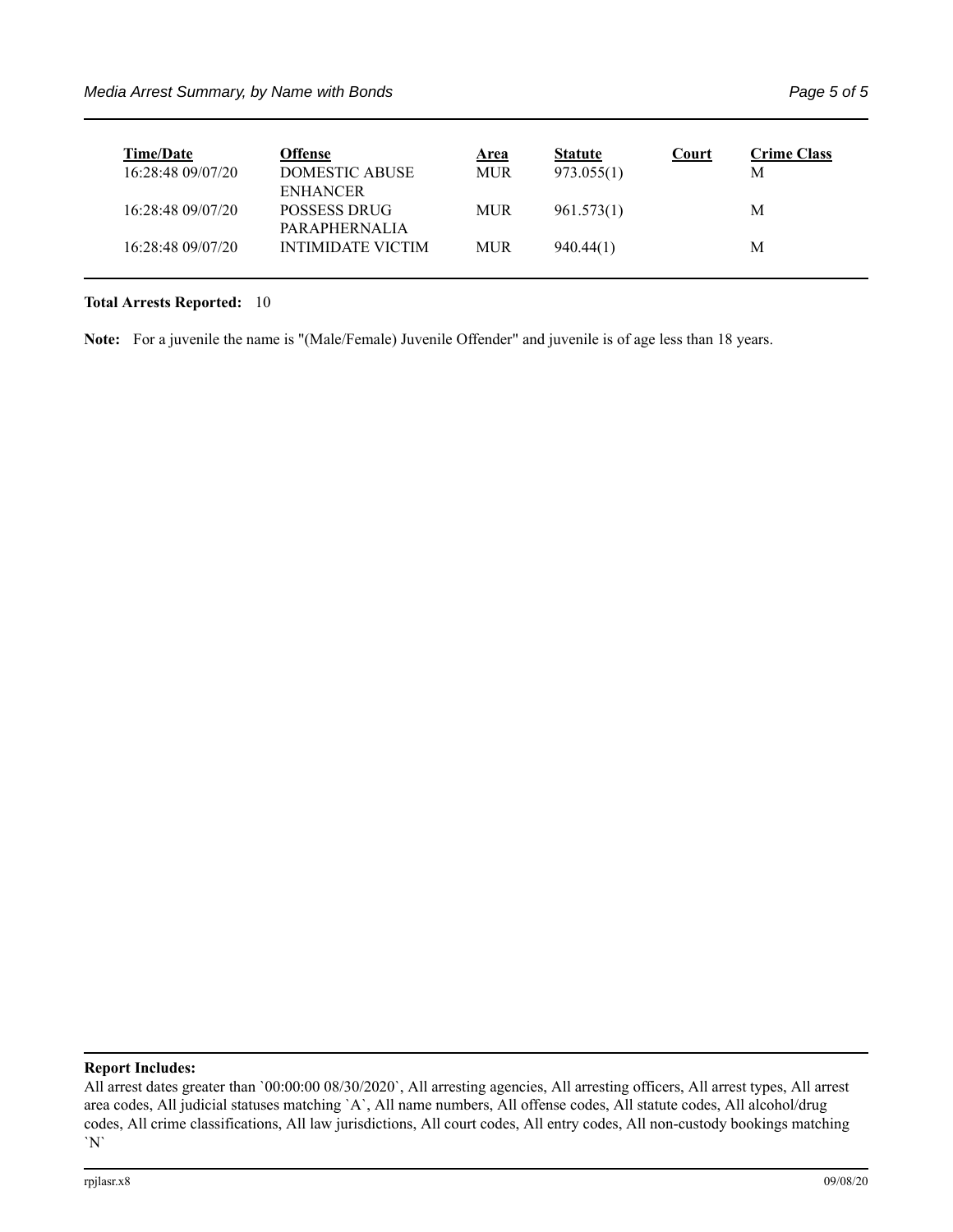| Time/Date | Offense | Area | Statute | Court | Crime Class |
|---|---|---|---|---|---|
| 16:28:48 09/07/20 | DOMESTIC ABUSE ENHANCER | MUR | 973.055(1) | | M |
| 16:28:48 09/07/20 | POSSESS DRUG PARAPHERNALIA | MUR | 961.573(1) | | M |
| 16:28:48 09/07/20 | INTIMIDATE VICTIM | MUR | 940.44(1) | | M |

**Total Arrests Reported:** 10

**Note:** For a juvenile the name is "(Male/Female) Juvenile Offender" and juvenile is of age less than 18 years.

**Report Includes:**

All arrest dates greater than `00:00:00 08/30/2020`, All arresting agencies, All arresting officers, All arrest types, All arrest area codes, All judicial statuses matching `A`, All name numbers, All offense codes, All statute codes, All alcohol/drug codes, All crime classifications, All law jurisdictions, All court codes, All entry codes, All non-custody bookings matching `N`

rpjlasr.x8 09/08/20